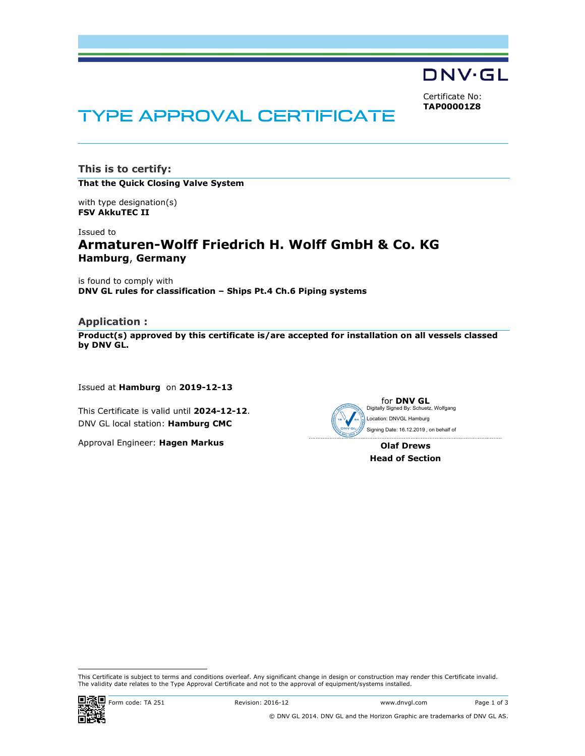DNV·GL

Certificate No:
**TAP00001Z8**

# TYPE APPROVAL CERTIFICATE

## This is to certify:

**That the Quick Closing Valve System**

with type designation(s)
**FSV AkkuTEC II**

Issued to
## Armaturen-Wolff Friedrich H. Wolff GmbH & Co. KG
**Hamburg, Germany**

is found to comply with
**DNV GL rules for classification – Ships Pt.4 Ch.6 Piping systems**

## Application :

**Product(s) approved by this certificate is/are accepted for installation on all vessels classed by DNV GL.**

Issued at **Hamburg** on **2019-12-13**

This Certificate is valid until **2024-12-12**.
DNV GL local station: **Hamburg CMC**

Approval Engineer: **Hagen Markus**

for **DNV GL**
Digitally Signed By: Schuetz, Wolfgang
Location: DNVGL Hamburg
Signing Date: 16.12.2019 , on behalf of

**Olaf Drews**
**Head of Section**

This Certificate is subject to terms and conditions overleaf. Any significant change in design or construction may render this Certificate invalid.
The validity date relates to the Type Approval Certificate and not to the approval of equipment/systems installed.

Form code: TA 251 Revision: 2016-12 www.dnvgl.com

© DNV GL 2014. DNV GL and the Horizon Graphic are trademarks of DNV GL AS.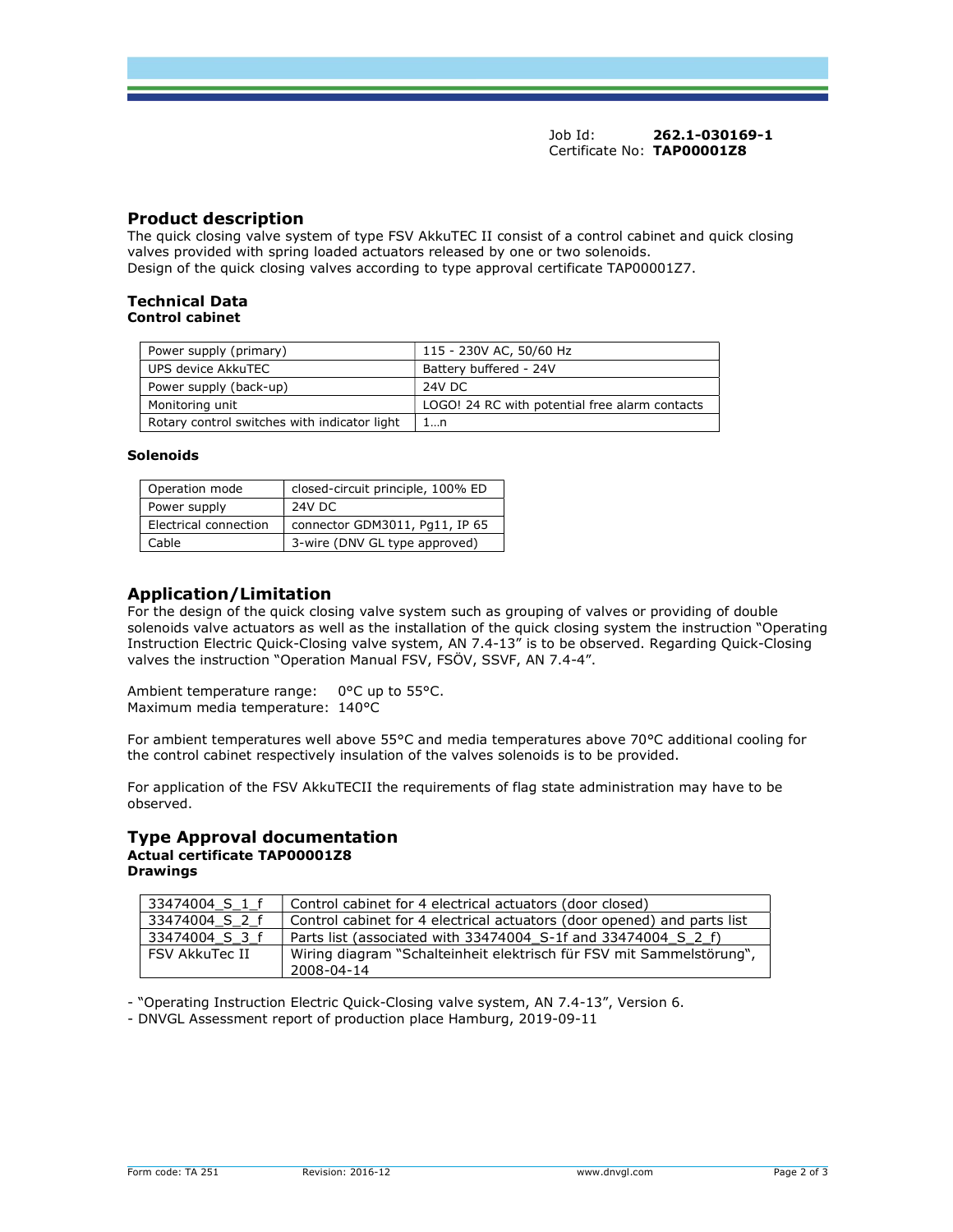Job Id: **262.1-030169-1**
Certificate No: **TAP00001Z8**

## Product description

The quick closing valve system of type FSV AkkuTEC II consist of a control cabinet and quick closing valves provided with spring loaded actuators released by one or two solenoids.
Design of the quick closing valves according to type approval certificate TAP00001Z7.

## Technical Data

### Control cabinet

| | |
|---|---|
| Power supply (primary) | 115 - 230V AC, 50/60 Hz |
| UPS device AkkuTEC | Battery buffered - 24V |
| Power supply (back-up) | 24V DC |
| Monitoring unit | LOGO! 24 RC with potential free alarm contacts |
| Rotary control switches with indicator light | 1…n |

### Solenoids

| | |
|---|---|
| Operation mode | closed-circuit principle, 100% ED |
| Power supply | 24V DC |
| Electrical connection | connector GDM3011, Pg11, IP 65 |
| Cable | 3-wire (DNV GL type approved) |

## Application/Limitation

For the design of the quick closing valve system such as grouping of valves or providing of double solenoids valve actuators as well as the installation of the quick closing system the instruction "Operating Instruction Electric Quick-Closing valve system, AN 7.4-13" is to be observed. Regarding Quick-Closing valves the instruction "Operation Manual FSV, FSÖV, SSVF, AN 7.4-4".

Ambient temperature range: 0°C up to 55°C.
Maximum media temperature: 140°C

For ambient temperatures well above 55°C and media temperatures above 70°C additional cooling for the control cabinet respectively insulation of the valves solenoids is to be provided.

For application of the FSV AkkuTECII the requirements of flag state administration may have to be observed.

## Type Approval documentation

**Actual certificate TAP00001Z8**
**Drawings**

| | |
|---|---|
| 33474004_S_1_f | Control cabinet for 4 electrical actuators (door closed) |
| 33474004_S_2_f | Control cabinet for 4 electrical actuators (door opened) and parts list |
| 33474004_S_3_f | Parts list (associated with 33474004_S-1f and 33474004_S_2_f) |
| FSV AkkuTec II | Wiring diagram "Schalteinheit elektrisch für FSV mit Sammelstörung", 2008-04-14 |

- "Operating Instruction Electric Quick-Closing valve system, AN 7.4-13", Version 6.
- DNVGL Assessment report of production place Hamburg, 2019-09-11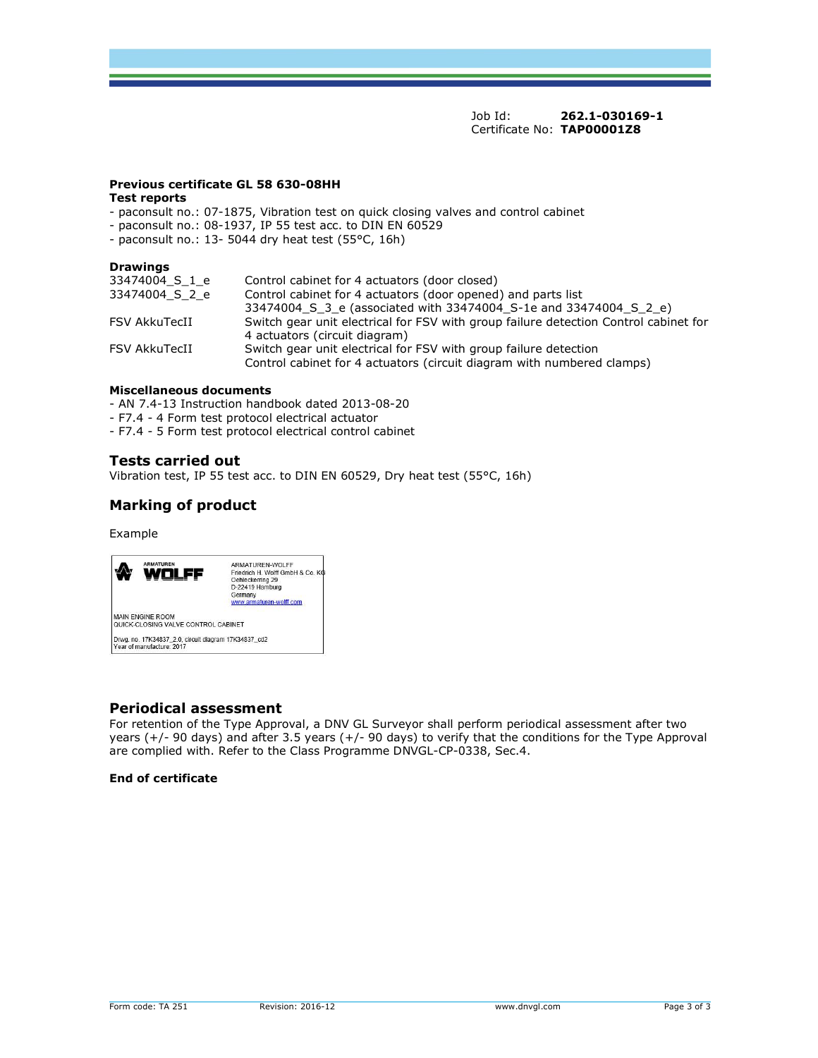Job Id: **262.1-030169-1**
Certificate No: **TAP00001Z8**

**Previous certificate GL 58 630-08HH**

**Test reports**

- paconsult no.: 07-1875, Vibration test on quick closing valves and control cabinet
- paconsult no.: 08-1937, IP 55 test acc. to DIN EN 60529
- paconsult no.: 13- 5044 dry heat test (55°C, 16h)

**Drawings**

| | |
|---|---|
| 33474004_S_1_e | Control cabinet for 4 actuators (door closed) |
| 33474004_S_2_e | Control cabinet for 4 actuators (door opened) and parts list 33474004_S_3_e (associated with 33474004_S-1e and 33474004_S_2_e) |
| FSV AkkuTecII | Switch gear unit electrical for FSV with group failure detection Control cabinet for 4 actuators (circuit diagram) |
| FSV AkkuTecII | Switch gear unit electrical for FSV with group failure detection Control cabinet for 4 actuators (circuit diagram with numbered clamps) |

**Miscellaneous documents**

- AN 7.4-13 Instruction handbook dated 2013-08-20
- F7.4 - 4 Form test protocol electrical actuator
- F7.4 - 5 Form test protocol electrical control cabinet

## Tests carried out

Vibration test, IP 55 test acc. to DIN EN 60529, Dry heat test (55°C, 16h)

## Marking of product

Example

ARMATUREN WOLFF

ARMATUREN-WOLFF
Friedrich H. Wolff GmbH & Co. KG
Oehleckerring 29
D-22419 Hamburg
Germany
www.armaturen-wolff.com

MAIN ENGINE ROOM
QUICK-CLOSING VALVE CONTROL CABINET

Drwg. no. 17K34837_2.0, circuit diagram 17K34837_cd2
Year of manufacture: 2017

## Periodical assessment

For retention of the Type Approval, a DNV GL Surveyor shall perform periodical assessment after two years (+/- 90 days) and after 3.5 years (+/- 90 days) to verify that the conditions for the Type Approval are complied with. Refer to the Class Programme DNVGL-CP-0338, Sec.4.

**End of certificate**